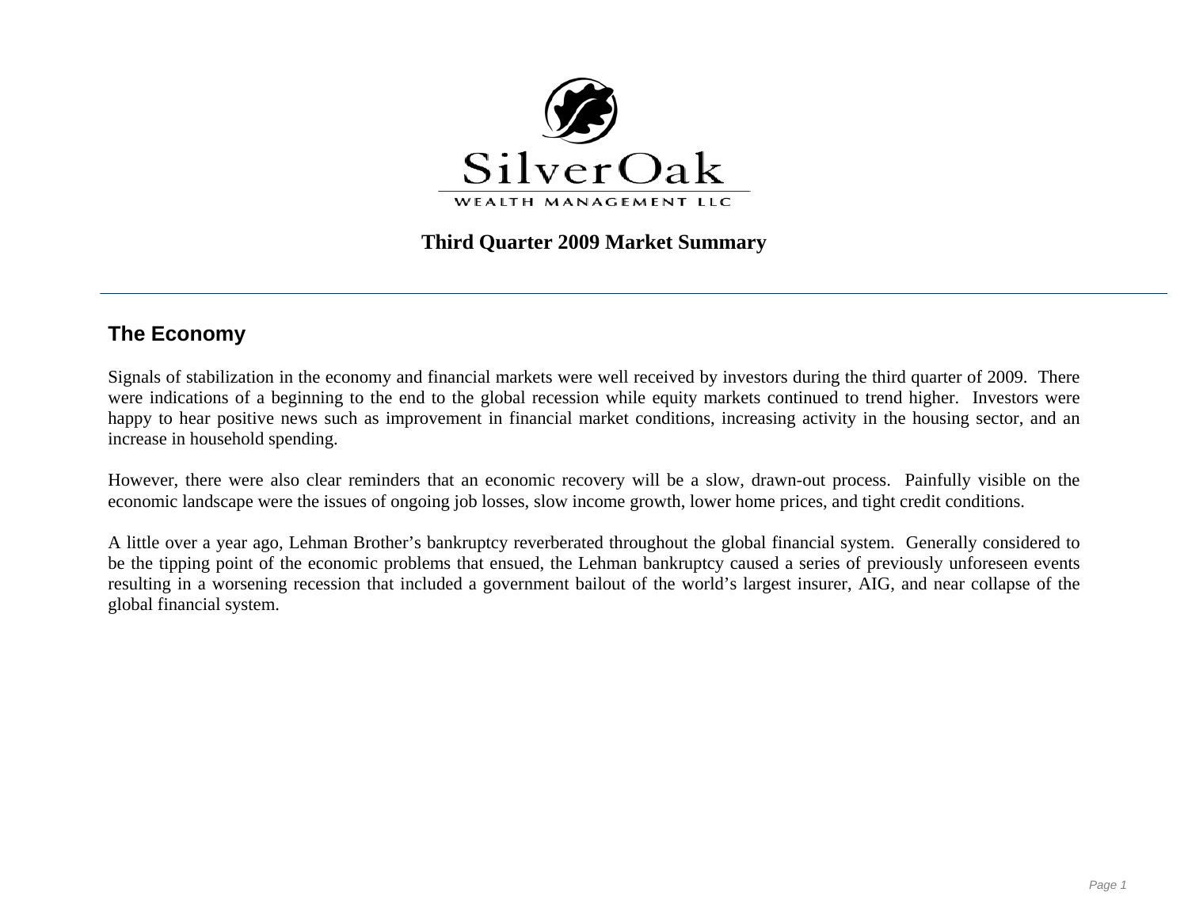SilverOak

WEALTH MANAGEMENT LLC

# Third Quarter 2009 Market Summary

## The Economy

Signals of stabilization in the economy and financial markets were well received by investors during the third quarter of 2009. There were indications of a beginning to the end to the global recession while equity markets continued to trend higher. Investors were happy to hear positive news such as improvement in financial market conditions, increasing activity in the housing sector, and an increase in household spending.

However, there were also clear reminders that an economic recovery will be a slow, drawn-out process. Painfully visible on the economic landscape were the issues of ongoing job losses, slow income growth, lower home prices, and tight credit conditions.

A little over a year ago, Lehman Brother's bankruptcy reverberated throughout the global financial system. Generally considered to be the tipping point of the economic problems that ensued, the Lehman bankruptcy caused a series of previously unforeseen events resulting in a worsening recession that included a government bailout of the world's largest insurer, AIG, and near collapse of the global financial system.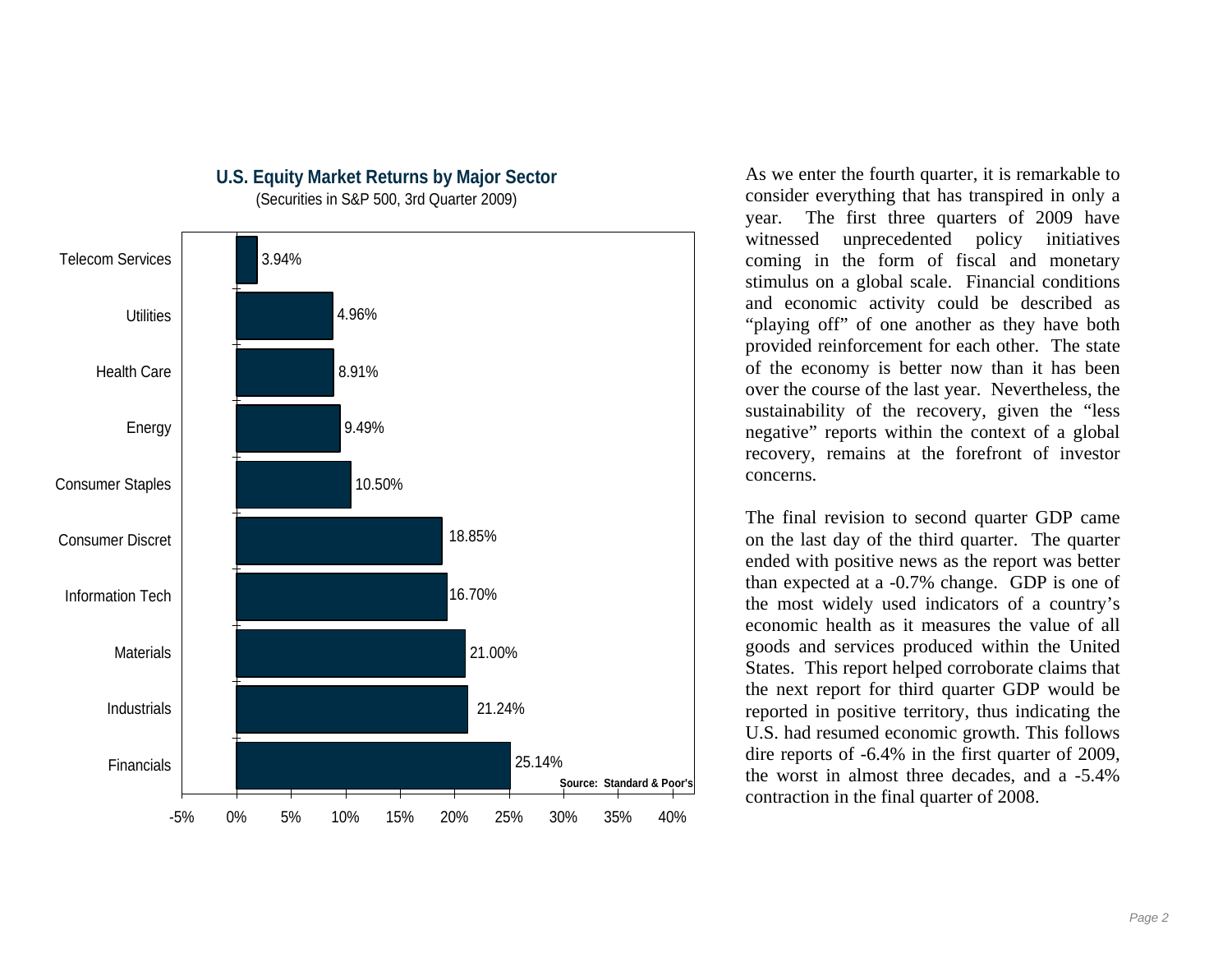**U.S. Equity Market Returns by Major Sector**

(Securities in S&P 500, 3rd Quarter 2009)

| Sector | Return |
|---|---|
| Telecom Services | 3.94% |
| Utilities | 4.96% |
| Health Care | 8.91% |
| Energy | 9.49% |
| Consumer Staples | 10.50% |
| Consumer Discret | 18.85% |
| Information Tech | 16.70% |
| Materials | 21.00% |
| Industrials | 21.24% |
| Financials | 25.14% |

Source: Standard & Poor's

As we enter the fourth quarter, it is remarkable to consider everything that has transpired in only a year. The first three quarters of 2009 have witnessed unprecedented policy initiatives coming in the form of fiscal and monetary stimulus on a global scale. Financial conditions and economic activity could be described as "playing off" of one another as they have both provided reinforcement for each other. The state of the economy is better now than it has been over the course of the last year. Nevertheless, the sustainability of the recovery, given the "less negative" reports within the context of a global recovery, remains at the forefront of investor concerns.

The final revision to second quarter GDP came on the last day of the third quarter. The quarter ended with positive news as the report was better than expected at a -0.7% change. GDP is one of the most widely used indicators of a country's economic health as it measures the value of all goods and services produced within the United States. This report helped corroborate claims that the next report for third quarter GDP would be reported in positive territory, thus indicating the U.S. had resumed economic growth. This follows dire reports of -6.4% in the first quarter of 2009, the worst in almost three decades, and a -5.4% contraction in the final quarter of 2008.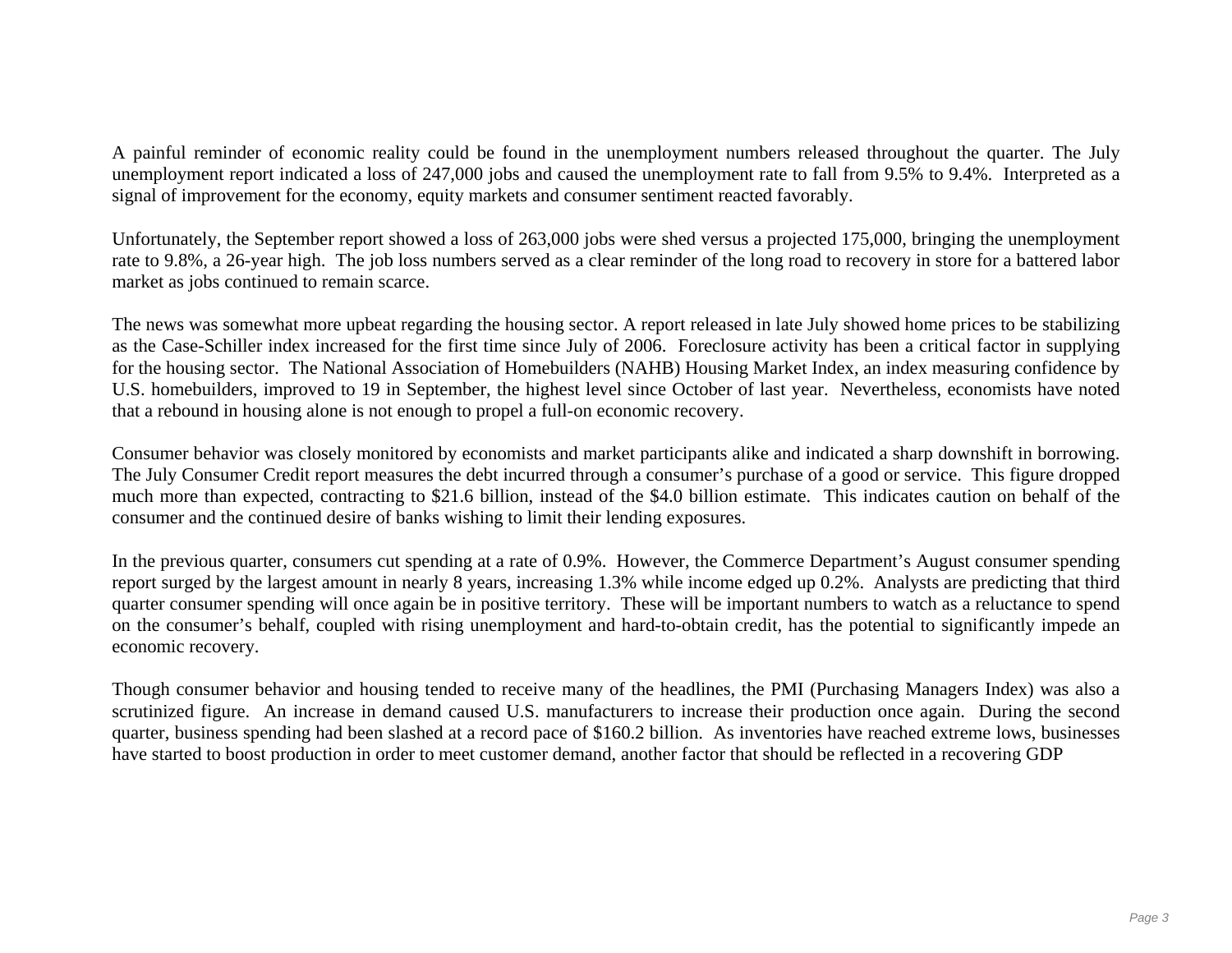A painful reminder of economic reality could be found in the unemployment numbers released throughout the quarter. The July unemployment report indicated a loss of 247,000 jobs and caused the unemployment rate to fall from 9.5% to 9.4%. Interpreted as a signal of improvement for the economy, equity markets and consumer sentiment reacted favorably.

Unfortunately, the September report showed a loss of 263,000 jobs were shed versus a projected 175,000, bringing the unemployment rate to 9.8%, a 26-year high. The job loss numbers served as a clear reminder of the long road to recovery in store for a battered labor market as jobs continued to remain scarce.

The news was somewhat more upbeat regarding the housing sector. A report released in late July showed home prices to be stabilizing as the Case-Schiller index increased for the first time since July of 2006. Foreclosure activity has been a critical factor in supplying for the housing sector. The National Association of Homebuilders (NAHB) Housing Market Index, an index measuring confidence by U.S. homebuilders, improved to 19 in September, the highest level since October of last year. Nevertheless, economists have noted that a rebound in housing alone is not enough to propel a full-on economic recovery.

Consumer behavior was closely monitored by economists and market participants alike and indicated a sharp downshift in borrowing. The July Consumer Credit report measures the debt incurred through a consumer's purchase of a good or service. This figure dropped much more than expected, contracting to $21.6 billion, instead of the $4.0 billion estimate. This indicates caution on behalf of the consumer and the continued desire of banks wishing to limit their lending exposures.

In the previous quarter, consumers cut spending at a rate of 0.9%. However, the Commerce Department's August consumer spending report surged by the largest amount in nearly 8 years, increasing 1.3% while income edged up 0.2%. Analysts are predicting that third quarter consumer spending will once again be in positive territory. These will be important numbers to watch as a reluctance to spend on the consumer's behalf, coupled with rising unemployment and hard-to-obtain credit, has the potential to significantly impede an economic recovery.

Though consumer behavior and housing tended to receive many of the headlines, the PMI (Purchasing Managers Index) was also a scrutinized figure. An increase in demand caused U.S. manufacturers to increase their production once again. During the second quarter, business spending had been slashed at a record pace of $160.2 billion. As inventories have reached extreme lows, businesses have started to boost production in order to meet customer demand, another factor that should be reflected in a recovering GDP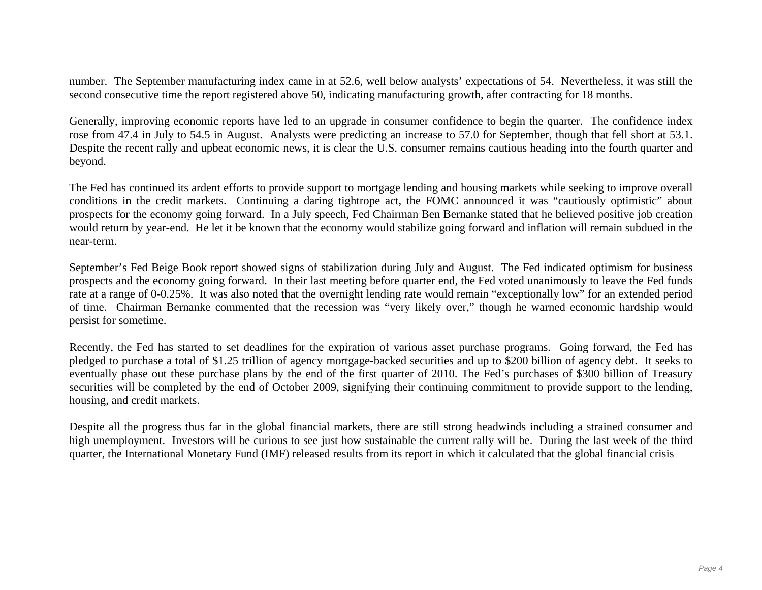number. The September manufacturing index came in at 52.6, well below analysts' expectations of 54. Nevertheless, it was still the second consecutive time the report registered above 50, indicating manufacturing growth, after contracting for 18 months.

Generally, improving economic reports have led to an upgrade in consumer confidence to begin the quarter. The confidence index rose from 47.4 in July to 54.5 in August. Analysts were predicting an increase to 57.0 for September, though that fell short at 53.1. Despite the recent rally and upbeat economic news, it is clear the U.S. consumer remains cautious heading into the fourth quarter and beyond.

The Fed has continued its ardent efforts to provide support to mortgage lending and housing markets while seeking to improve overall conditions in the credit markets. Continuing a daring tightrope act, the FOMC announced it was "cautiously optimistic" about prospects for the economy going forward. In a July speech, Fed Chairman Ben Bernanke stated that he believed positive job creation would return by year-end. He let it be known that the economy would stabilize going forward and inflation will remain subdued in the near-term.

September's Fed Beige Book report showed signs of stabilization during July and August. The Fed indicated optimism for business prospects and the economy going forward. In their last meeting before quarter end, the Fed voted unanimously to leave the Fed funds rate at a range of 0-0.25%. It was also noted that the overnight lending rate would remain "exceptionally low" for an extended period of time. Chairman Bernanke commented that the recession was "very likely over," though he warned economic hardship would persist for sometime.

Recently, the Fed has started to set deadlines for the expiration of various asset purchase programs. Going forward, the Fed has pledged to purchase a total of $1.25 trillion of agency mortgage-backed securities and up to $200 billion of agency debt. It seeks to eventually phase out these purchase plans by the end of the first quarter of 2010. The Fed's purchases of $300 billion of Treasury securities will be completed by the end of October 2009, signifying their continuing commitment to provide support to the lending, housing, and credit markets.

Despite all the progress thus far in the global financial markets, there are still strong headwinds including a strained consumer and high unemployment. Investors will be curious to see just how sustainable the current rally will be. During the last week of the third quarter, the International Monetary Fund (IMF) released results from its report in which it calculated that the global financial crisis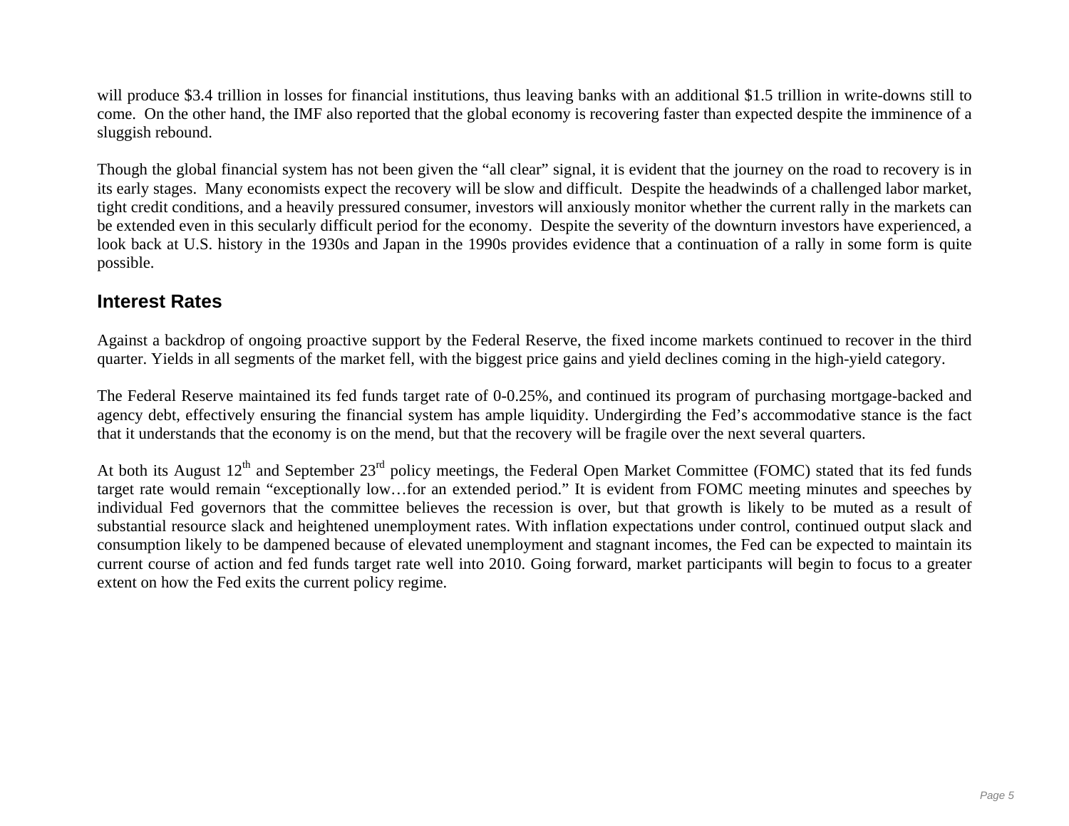will produce $3.4 trillion in losses for financial institutions, thus leaving banks with an additional $1.5 trillion in write-downs still to come. On the other hand, the IMF also reported that the global economy is recovering faster than expected despite the imminence of a sluggish rebound.

Though the global financial system has not been given the "all clear" signal, it is evident that the journey on the road to recovery is in its early stages. Many economists expect the recovery will be slow and difficult. Despite the headwinds of a challenged labor market, tight credit conditions, and a heavily pressured consumer, investors will anxiously monitor whether the current rally in the markets can be extended even in this secularly difficult period for the economy. Despite the severity of the downturn investors have experienced, a look back at U.S. history in the 1930s and Japan in the 1990s provides evidence that a continuation of a rally in some form is quite possible.

## Interest Rates

Against a backdrop of ongoing proactive support by the Federal Reserve, the fixed income markets continued to recover in the third quarter. Yields in all segments of the market fell, with the biggest price gains and yield declines coming in the high-yield category.

The Federal Reserve maintained its fed funds target rate of 0-0.25%, and continued its program of purchasing mortgage-backed and agency debt, effectively ensuring the financial system has ample liquidity. Undergirding the Fed's accommodative stance is the fact that it understands that the economy is on the mend, but that the recovery will be fragile over the next several quarters.

At both its August 12th and September 23rd policy meetings, the Federal Open Market Committee (FOMC) stated that its fed funds target rate would remain "exceptionally low…for an extended period." It is evident from FOMC meeting minutes and speeches by individual Fed governors that the committee believes the recession is over, but that growth is likely to be muted as a result of substantial resource slack and heightened unemployment rates. With inflation expectations under control, continued output slack and consumption likely to be dampened because of elevated unemployment and stagnant incomes, the Fed can be expected to maintain its current course of action and fed funds target rate well into 2010. Going forward, market participants will begin to focus to a greater extent on how the Fed exits the current policy regime.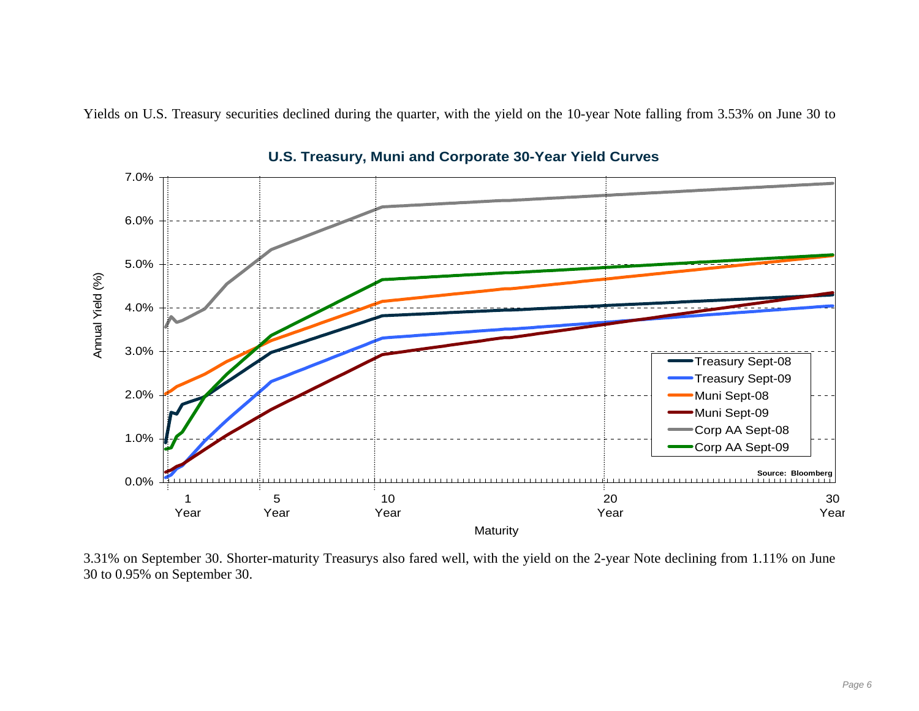Yields on U.S. Treasury securities declined during the quarter, with the yield on the 10-year Note falling from 3.53% on June 30 to 3.31% on September 30. Shorter-maturity Treasurys also fared well, with the yield on the 2-year Note declining from 1.11% on June 30 to 0.95% on September 30.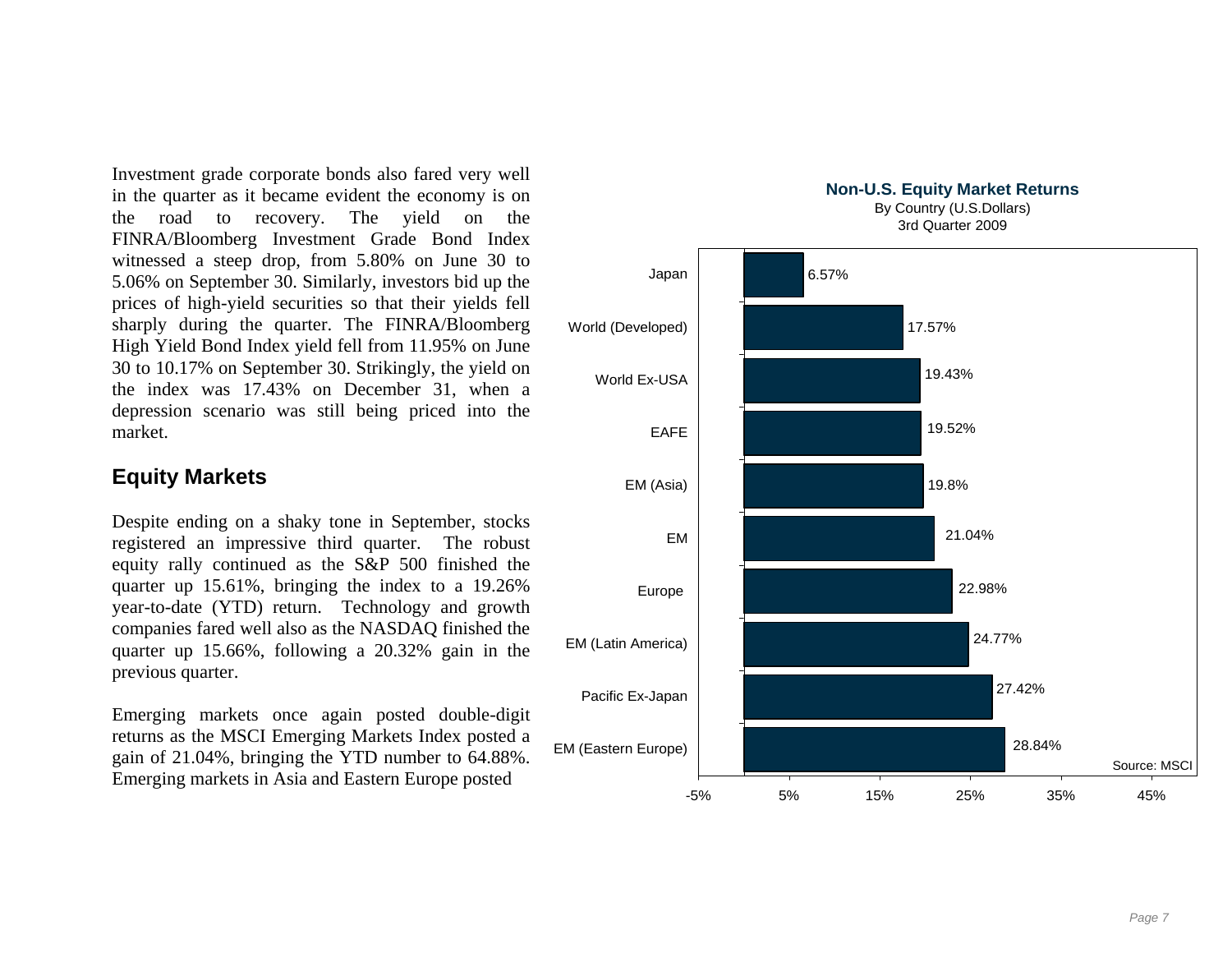Investment grade corporate bonds also fared very well in the quarter as it became evident the economy is on the road to recovery. The yield on the FINRA/Bloomberg Investment Grade Bond Index witnessed a steep drop, from 5.80% on June 30 to 5.06% on September 30. Similarly, investors bid up the prices of high-yield securities so that their yields fell sharply during the quarter. The FINRA/Bloomberg High Yield Bond Index yield fell from 11.95% on June 30 to 10.17% on September 30. Strikingly, the yield on the index was 17.43% on December 31, when a depression scenario was still being priced into the market.

## Equity Markets

Despite ending on a shaky tone in September, stocks registered an impressive third quarter. The robust equity rally continued as the S&P 500 finished the quarter up 15.61%, bringing the index to a 19.26% year-to-date (YTD) return. Technology and growth companies fared well also as the NASDAQ finished the quarter up 15.66%, following a 20.32% gain in the previous quarter.

Emerging markets once again posted double-digit returns as the MSCI Emerging Markets Index posted a gain of 21.04%, bringing the YTD number to 64.88%. Emerging markets in Asia and Eastern Europe posted

**Non-U.S. Equity Market Returns**
By Country (U.S.Dollars)
3rd Quarter 2009

| Region | Return |
|---|---|
| Japan | 6.57% |
| World (Developed) | 17.57% |
| World Ex-USA | 19.43% |
| EAFE | 19.52% |
| EM (Asia) | 19.8% |
| EM | 21.04% |
| Europe | 22.98% |
| EM (Latin America) | 24.77% |
| Pacific Ex-Japan | 27.42% |
| EM (Eastern Europe) | 28.84% |

Source: MSCI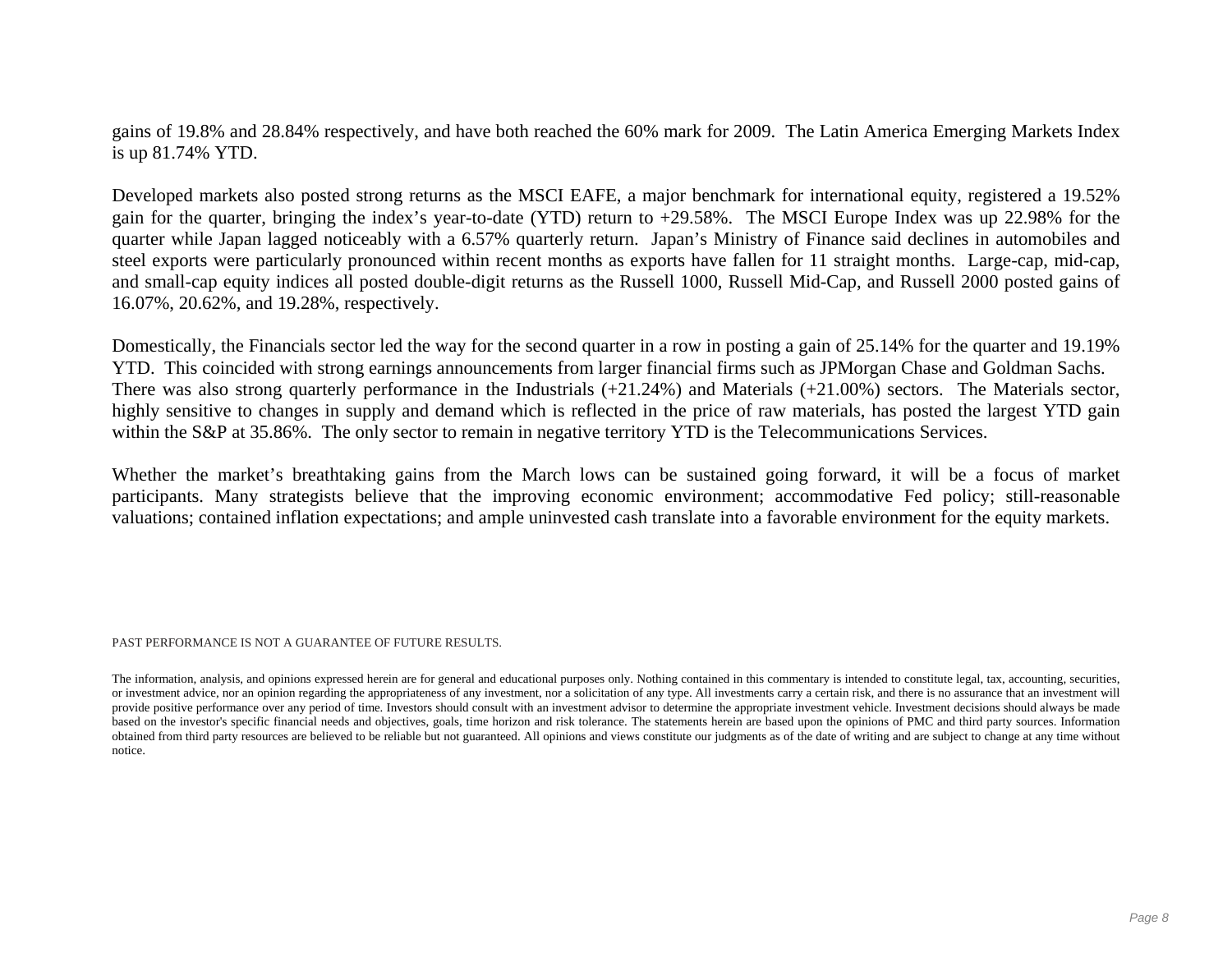gains of 19.8% and 28.84% respectively, and have both reached the 60% mark for 2009. The Latin America Emerging Markets Index is up 81.74% YTD.

Developed markets also posted strong returns as the MSCI EAFE, a major benchmark for international equity, registered a 19.52% gain for the quarter, bringing the index's year-to-date (YTD) return to +29.58%. The MSCI Europe Index was up 22.98% for the quarter while Japan lagged noticeably with a 6.57% quarterly return. Japan's Ministry of Finance said declines in automobiles and steel exports were particularly pronounced within recent months as exports have fallen for 11 straight months. Large-cap, mid-cap, and small-cap equity indices all posted double-digit returns as the Russell 1000, Russell Mid-Cap, and Russell 2000 posted gains of 16.07%, 20.62%, and 19.28%, respectively.

Domestically, the Financials sector led the way for the second quarter in a row in posting a gain of 25.14% for the quarter and 19.19% YTD. This coincided with strong earnings announcements from larger financial firms such as JPMorgan Chase and Goldman Sachs. There was also strong quarterly performance in the Industrials (+21.24%) and Materials (+21.00%) sectors. The Materials sector, highly sensitive to changes in supply and demand which is reflected in the price of raw materials, has posted the largest YTD gain within the S&P at 35.86%. The only sector to remain in negative territory YTD is the Telecommunications Services.

Whether the market's breathtaking gains from the March lows can be sustained going forward, it will be a focus of market participants. Many strategists believe that the improving economic environment; accommodative Fed policy; still-reasonable valuations; contained inflation expectations; and ample uninvested cash translate into a favorable environment for the equity markets.

PAST PERFORMANCE IS NOT A GUARANTEE OF FUTURE RESULTS.

The information, analysis, and opinions expressed herein are for general and educational purposes only. Nothing contained in this commentary is intended to constitute legal, tax, accounting, securities, or investment advice, nor an opinion regarding the appropriateness of any investment, nor a solicitation of any type. All investments carry a certain risk, and there is no assurance that an investment will provide positive performance over any period of time. Investors should consult with an investment advisor to determine the appropriate investment vehicle. Investment decisions should always be made based on the investor's specific financial needs and objectives, goals, time horizon and risk tolerance. The statements herein are based upon the opinions of PMC and third party sources. Information obtained from third party resources are believed to be reliable but not guaranteed. All opinions and views constitute our judgments as of the date of writing and are subject to change at any time without notice.